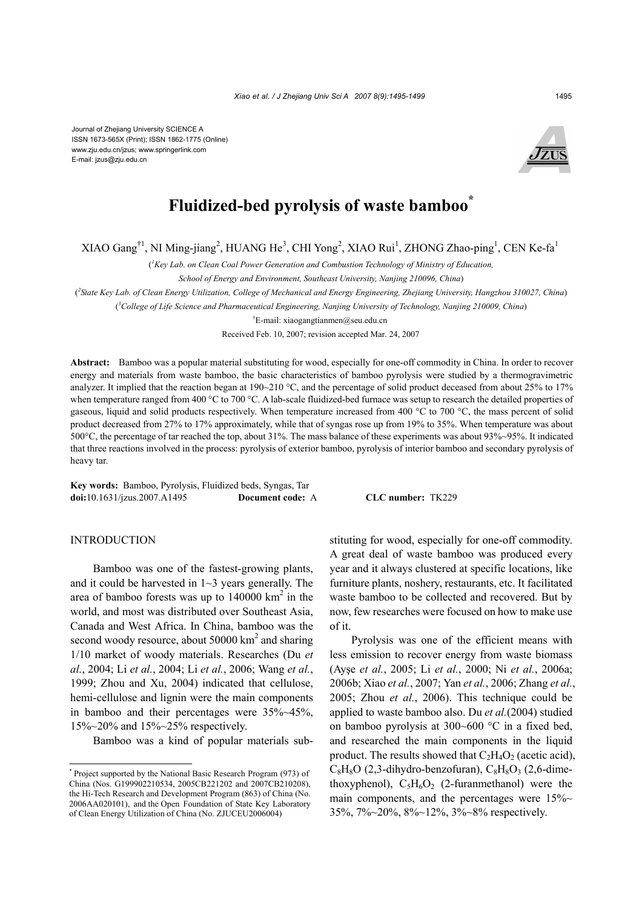Journal of Zhejiang University SCIENCE A
ISSN 1673-565X (Print); ISSN 1862-1775 (Online)
www.zju.edu.cn/jzus; www.springerlink.com
E-mail: jzus@zju.edu.cn

# Fluidized-bed pyrolysis of waste bamboo*

XIAO Gang[†1], NI Ming-jiang[2], HUANG He[3], CHI Yong[2], XIAO Rui[1], ZHONG Zhao-ping[1], CEN Ke-fa[1]

([1]*Key Lab. on Clean Coal Power Generation and Combustion Technology of Ministry of Education, School of Energy and Environment, Southeast University, Nanjing 210096, China*)

([2]*State Key Lab. of Clean Energy Utilization, College of Mechanical and Energy Engineering, Zhejiang University, Hangzhou 310027, China*)

([3]*College of Life Science and Pharmaceutical Engineering, Nanjing University of Technology, Nanjing 210009, China*)

[†]E-mail: xiaogangtianmen@seu.edu.cn

Received Feb. 10, 2007; revision accepted Mar. 24, 2007

**Abstract:** Bamboo was a popular material substituting for wood, especially for one-off commodity in China. In order to recover energy and materials from waste bamboo, the basic characteristics of bamboo pyrolysis were studied by a thermogravimetric analyzer. It implied that the reaction began at 190~210 °C, and the percentage of solid product deceased from about 25% to 17% when temperature ranged from 400 °C to 700 °C. A lab-scale fluidized-bed furnace was setup to research the detailed properties of gaseous, liquid and solid products respectively. When temperature increased from 400 °C to 700 °C, the mass percent of solid product decreased from 27% to 17% approximately, while that of syngas rose up from 19% to 35%. When temperature was about 500°C, the percentage of tar reached the top, about 31%. The mass balance of these experiments was about 93%~95%. It indicated that three reactions involved in the process: pyrolysis of exterior bamboo, pyrolysis of interior bamboo and secondary pyrolysis of heavy tar.

**Key words:** Bamboo, Pyrolysis, Fluidized beds, Syngas, Tar

**doi:**10.1631/jzus.2007.A1495 **Document code:** A **CLC number:** TK229

## INTRODUCTION

Bamboo was one of the fastest-growing plants, and it could be harvested in 1~3 years generally. The area of bamboo forests was up to 140000 $km^2$ in the world, and most was distributed over Southeast Asia, Canada and West Africa. In China, bamboo was the second woody resource, about 50000 $km^2$ and sharing 1/10 market of woody materials. Researches (Du *et al.*, 2004; Li *et al.*, 2004; Li *et al.*, 2006; Wang *et al.*, 1999; Zhou and Xu, 2004) indicated that cellulose, hemi-cellulose and lignin were the main components in bamboo and their percentages were 35%~45%, 15%~20% and 15%~25% respectively.

Bamboo was a kind of popular materials substituting for wood, especially for one-off commodity. A great deal of waste bamboo was produced every year and it always clustered at specific locations, like furniture plants, noshery, restaurants, etc. It facilitated waste bamboo to be collected and recovered. But by now, few researches were focused on how to make use of it.

Pyrolysis was one of the efficient means with less emission to recover energy from waste biomass (Ayşe *et al.*, 2005; Li *et al.*, 2000; Ni *et al.*, 2006a; 2006b; Xiao *et al.*, 2007; Yan *et al.*, 2006; Zhang *et al.*, 2005; Zhou *et al.*, 2006). This technique could be applied to waste bamboo also. Du *et al.*(2004) studied on bamboo pyrolysis at 300~600 °C in a fixed bed, and researched the main components in the liquid product. The results showed that $C_2H_4O_2$ (acetic acid), $C_8H_8O$ (2,3-dihydro-benzofuran), $C_8H_8O_3$ (2,6-dimethoxyphenol), $C_5H_6O_2$ (2-furanmethanol) were the main components, and the percentages were 15%~35%, 7%~20%, 8%~12%, 3%~8% respectively.

---

\* Project supported by the National Basic Research Program (973) of China (Nos. G199902210534, 2005CB221202 and 2007CB210208), the Hi-Tech Research and Development Program (863) of China (No. 2006AA020101), and the Open Foundation of State Key Laboratory of Clean Energy Utilization of China (No. ZJUCEU2006004)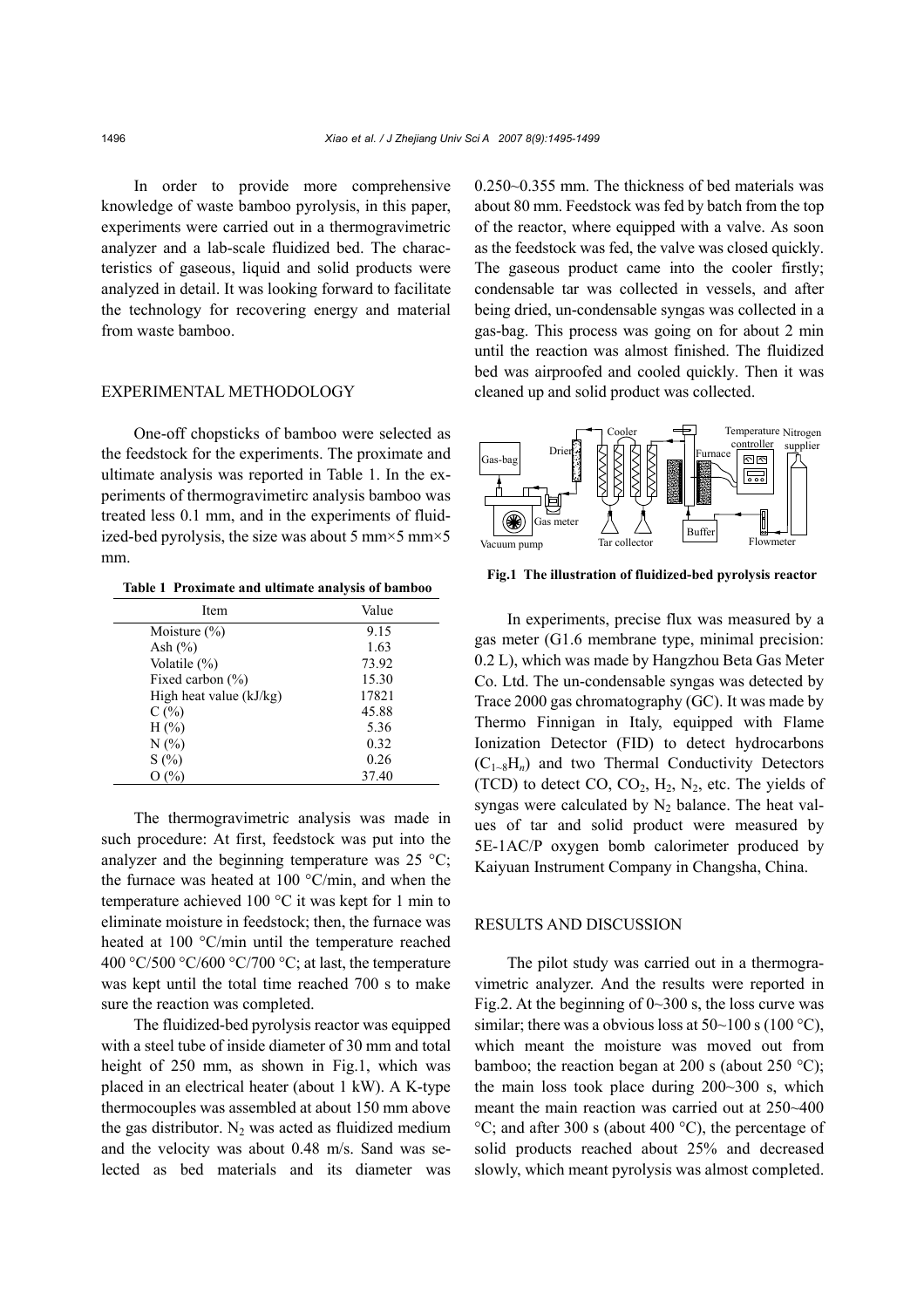In order to provide more comprehensive knowledge of waste bamboo pyrolysis, in this paper, experiments were carried out in a thermogravimetric analyzer and a lab-scale fluidized bed. The characteristics of gaseous, liquid and solid products were analyzed in detail. It was looking forward to facilitate the technology for recovering energy and material from waste bamboo.

## EXPERIMENTAL METHODOLOGY

One-off chopsticks of bamboo were selected as the feedstock for the experiments. The proximate and ultimate analysis was reported in Table 1. In the experiments of thermogravimetirc analysis bamboo was treated less 0.1 mm, and in the experiments of fluidized-bed pyrolysis, the size was about 5 mm×5 mm×5 mm.

**Table 1 Proximate and ultimate analysis of bamboo**

| Item | Value |
|---|---|
| Moisture (%) | 9.15 |
| Ash (%) | 1.63 |
| Volatile (%) | 73.92 |
| Fixed carbon (%) | 15.30 |
| High heat value (kJ/kg) | 17821 |
| C (%) | 45.88 |
| H (%) | 5.36 |
| N (%) | 0.32 |
| S (%) | 0.26 |
| O (%) | 37.40 |

The thermogravimetric analysis was made in such procedure: At first, feedstock was put into the analyzer and the beginning temperature was 25 °C; the furnace was heated at 100 °C/min, and when the temperature achieved 100 °C it was kept for 1 min to eliminate moisture in feedstock; then, the furnace was heated at 100 °C/min until the temperature reached 400 °C/500 °C/600 °C/700 °C; at last, the temperature was kept until the total time reached 700 s to make sure the reaction was completed.

The fluidized-bed pyrolysis reactor was equipped with a steel tube of inside diameter of 30 mm and total height of 250 mm, as shown in Fig.1, which was placed in an electrical heater (about 1 kW). A K-type thermocouples was assembled at about 150 mm above the gas distributor. $N_2$ was acted as fluidized medium and the velocity was about 0.48 m/s. Sand was selected as bed materials and its diameter was 0.250~0.355 mm. The thickness of bed materials was about 80 mm. Feedstock was fed by batch from the top of the reactor, where equipped with a valve. As soon as the feedstock was fed, the valve was closed quickly. The gaseous product came into the cooler firstly; condensable tar was collected in vessels, and after being dried, un-condensable syngas was collected in a gas-bag. This process was going on for about 2 min until the reaction was almost finished. The fluidized bed was airproofed and cooled quickly. Then it was cleaned up and solid product was collected.

**Fig.1 The illustration of fluidized-bed pyrolysis reactor**

In experiments, precise flux was measured by a gas meter (G1.6 membrane type, minimal precision: 0.2 L), which was made by Hangzhou Beta Gas Meter Co. Ltd. The un-condensable syngas was detected by Trace 2000 gas chromatography (GC). It was made by Thermo Finnigan in Italy, equipped with Flame Ionization Detector (FID) to detect hydrocarbons ($C_{1\sim8}H_n$) and two Thermal Conductivity Detectors (TCD) to detect CO, $CO_2$, $H_2$, $N_2$, etc. The yields of syngas were calculated by $N_2$ balance. The heat values of tar and solid product were measured by 5E-1AC/P oxygen bomb calorimeter produced by Kaiyuan Instrument Company in Changsha, China.

## RESULTS AND DISCUSSION

The pilot study was carried out in a thermogravimetric analyzer. And the results were reported in Fig.2. At the beginning of 0~300 s, the loss curve was similar; there was a obvious loss at 50~100 s (100 °C), which meant the moisture was moved out from bamboo; the reaction began at 200 s (about 250 °C); the main loss took place during 200~300 s, which meant the main reaction was carried out at 250~400 °C; and after 300 s (about 400 °C), the percentage of solid products reached about 25% and decreased slowly, which meant pyrolysis was almost completed.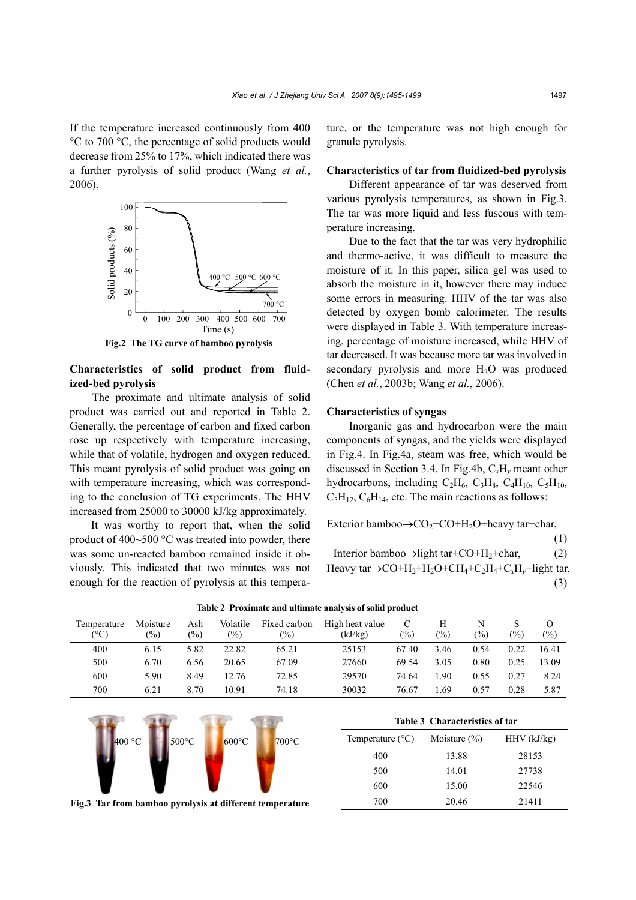If the temperature increased continuously from 400 °C to 700 °C, the percentage of solid products would decrease from 25% to 17%, which indicated there was a further pyrolysis of solid product (Wang *et al.*, 2006).

**Fig.2 The TG curve of bamboo pyrolysis**

### Characteristics of solid product from fluidized-bed pyrolysis

The proximate and ultimate analysis of solid product was carried out and reported in Table 2. Generally, the percentage of carbon and fixed carbon rose up respectively with temperature increasing, while that of volatile, hydrogen and oxygen reduced. This meant pyrolysis of solid product was going on with temperature increasing, which was corresponding to the conclusion of TG experiments. The HHV increased from 25000 to 30000 kJ/kg approximately.

It was worthy to report that, when the solid product of 400~500 °C was treated into powder, there was some un-reacted bamboo remained inside it obviously. This indicated that two minutes was not enough for the reaction of pyrolysis at this temperature, or the temperature was not high enough for granule pyrolysis.

### Characteristics of tar from fluidized-bed pyrolysis

Different appearance of tar was deserved from various pyrolysis temperatures, as shown in Fig.3. The tar was more liquid and less fuscous with temperature increasing.

Due to the fact that the tar was very hydrophilic and thermo-active, it was difficult to measure the moisture of it. In this paper, silica gel was used to absorb the moisture in it, however there may induce some errors in measuring. HHV of the tar was also detected by oxygen bomb calorimeter. The results were displayed in Table 3. With temperature increasing, percentage of moisture increased, while HHV of tar decreased. It was because more tar was involved in secondary pyrolysis and more $H_2O$ was produced (Chen *et al.*, 2003b; Wang *et al.*, 2006).

### Characteristics of syngas

Inorganic gas and hydrocarbon were the main components of syngas, and the yields were displayed in Fig.4. In Fig.4a, steam was free, which would be discussed in Section 3.4. In Fig.4b, $C_xH_y$ meant other hydrocarbons, including $C_2H_6$, $C_3H_8$, $C_4H_{10}$, $C_5H_{10}$, $C_5H_{12}$, $C_6H_{14}$, etc. The main reactions as follows:

$$\text{Exterior bamboo} \rightarrow CO_2 + CO + H_2O + \text{heavy tar} + \text{char}, \quad (1)$$

$$\text{Interior bamboo} \rightarrow \text{light tar} + CO + H_2 + \text{char}, \quad (2)$$

$$\text{Heavy tar} \rightarrow CO + H_2 + H_2O + CH_4 + C_2H_4 + C_xH_y + \text{light tar}. \quad (3)$$

**Table 2 Proximate and ultimate analysis of solid product**

| Temperature (°C) | Moisture (%) | Ash (%) | Volatile (%) | Fixed carbon (%) | High heat value (kJ/kg) | C (%) | H (%) | N (%) | S (%) | O (%) |
|---|---|---|---|---|---|---|---|---|---|---|
| 400 | 6.15 | 5.82 | 22.82 | 65.21 | 25153 | 67.40 | 3.46 | 0.54 | 0.22 | 16.41 |
| 500 | 6.70 | 6.56 | 20.65 | 67.09 | 27660 | 69.54 | 3.05 | 0.80 | 0.25 | 13.09 |
| 600 | 5.90 | 8.49 | 12.76 | 72.85 | 29570 | 74.64 | 1.90 | 0.55 | 0.27 | 8.24 |
| 700 | 6.21 | 8.70 | 10.91 | 74.18 | 30032 | 76.67 | 1.69 | 0.57 | 0.28 | 5.87 |

**Fig.3 Tar from bamboo pyrolysis at different temperature**

**Table 3 Characteristics of tar**

| Temperature (°C) | Moisture (%) | HHV (kJ/kg) |
|---|---|---|
| 400 | 13.88 | 28153 |
| 500 | 14.01 | 27738 |
| 600 | 15.00 | 22546 |
| 700 | 20.46 | 21411 |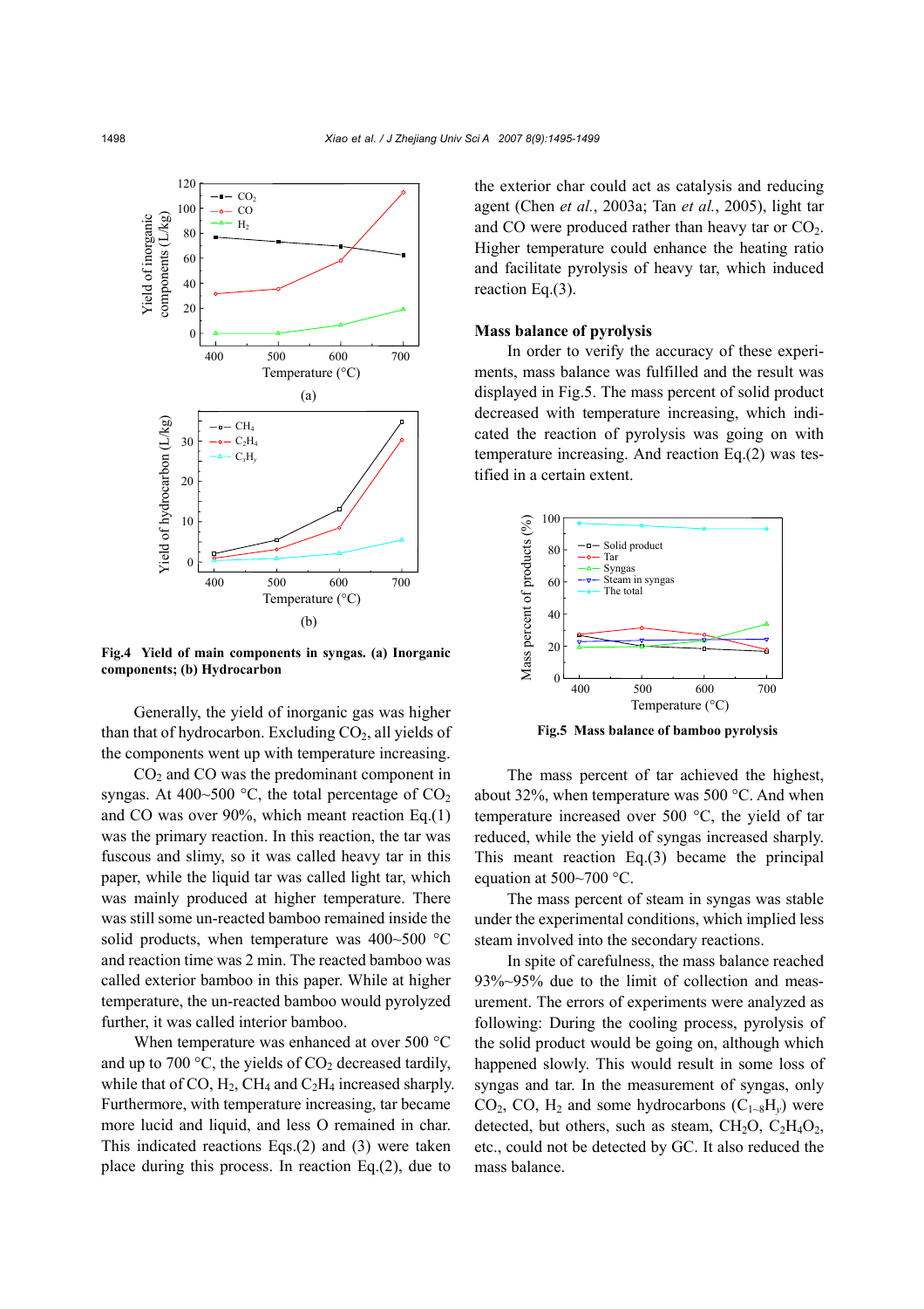Fig.4  Yield of main components in syngas. (a) Inorganic components; (b) Hydrocarbon

Generally, the yield of inorganic gas was higher than that of hydrocarbon. Excluding $CO_2$, all yields of the components went up with temperature increasing.

$CO_2$ and CO was the predominant component in syngas. At 400~500 °C, the total percentage of $CO_2$ and CO was over 90%, which meant reaction Eq.(1) was the primary reaction. In this reaction, the tar was fuscous and slimy, so it was called heavy tar in this paper, while the liquid tar was called light tar, which was mainly produced at higher temperature. There was still some un-reacted bamboo remained inside the solid products, when temperature was 400~500 °C and reaction time was 2 min. The reacted bamboo was called exterior bamboo in this paper. While at higher temperature, the un-reacted bamboo would pyrolyzed further, it was called interior bamboo.

When temperature was enhanced at over 500 °C and up to 700 °C, the yields of $CO_2$ decreased tardily, while that of CO, $H_2$, $CH_4$ and $C_2H_4$ increased sharply. Furthermore, with temperature increasing, tar became more lucid and liquid, and less O remained in char. This indicated reactions Eqs.(2) and (3) were taken place during this process. In reaction Eq.(2), due to the exterior char could act as catalysis and reducing agent (Chen *et al.*, 2003a; Tan *et al.*, 2005), light tar and CO were produced rather than heavy tar or $CO_2$. Higher temperature could enhance the heating ratio and facilitate pyrolysis of heavy tar, which induced reaction Eq.(3).

**Mass balance of pyrolysis**

In order to verify the accuracy of these experiments, mass balance was fulfilled and the result was displayed in Fig.5. The mass percent of solid product decreased with temperature increasing, which indicated the reaction of pyrolysis was going on with temperature increasing. And reaction Eq.(2) was testified in a certain extent.

Fig.5  Mass balance of bamboo pyrolysis

The mass percent of tar achieved the highest, about 32%, when temperature was 500 °C. And when temperature increased over 500 °C, the yield of tar reduced, while the yield of syngas increased sharply. This meant reaction Eq.(3) became the principal equation at 500~700 °C.

The mass percent of steam in syngas was stable under the experimental conditions, which implied less steam involved into the secondary reactions.

In spite of carefulness, the mass balance reached 93%~95% due to the limit of collection and measurement. The errors of experiments were analyzed as following: During the cooling process, pyrolysis of the solid product would be going on, although which happened slowly. This would result in some loss of syngas and tar. In the measurement of syngas, only $CO_2$, CO, $H_2$ and some hydrocarbons ($C_{1\sim 8}H_y$) were detected, but others, such as steam, $CH_2O$, $C_2H_4O_2$, etc., could not be detected by GC. It also reduced the mass balance.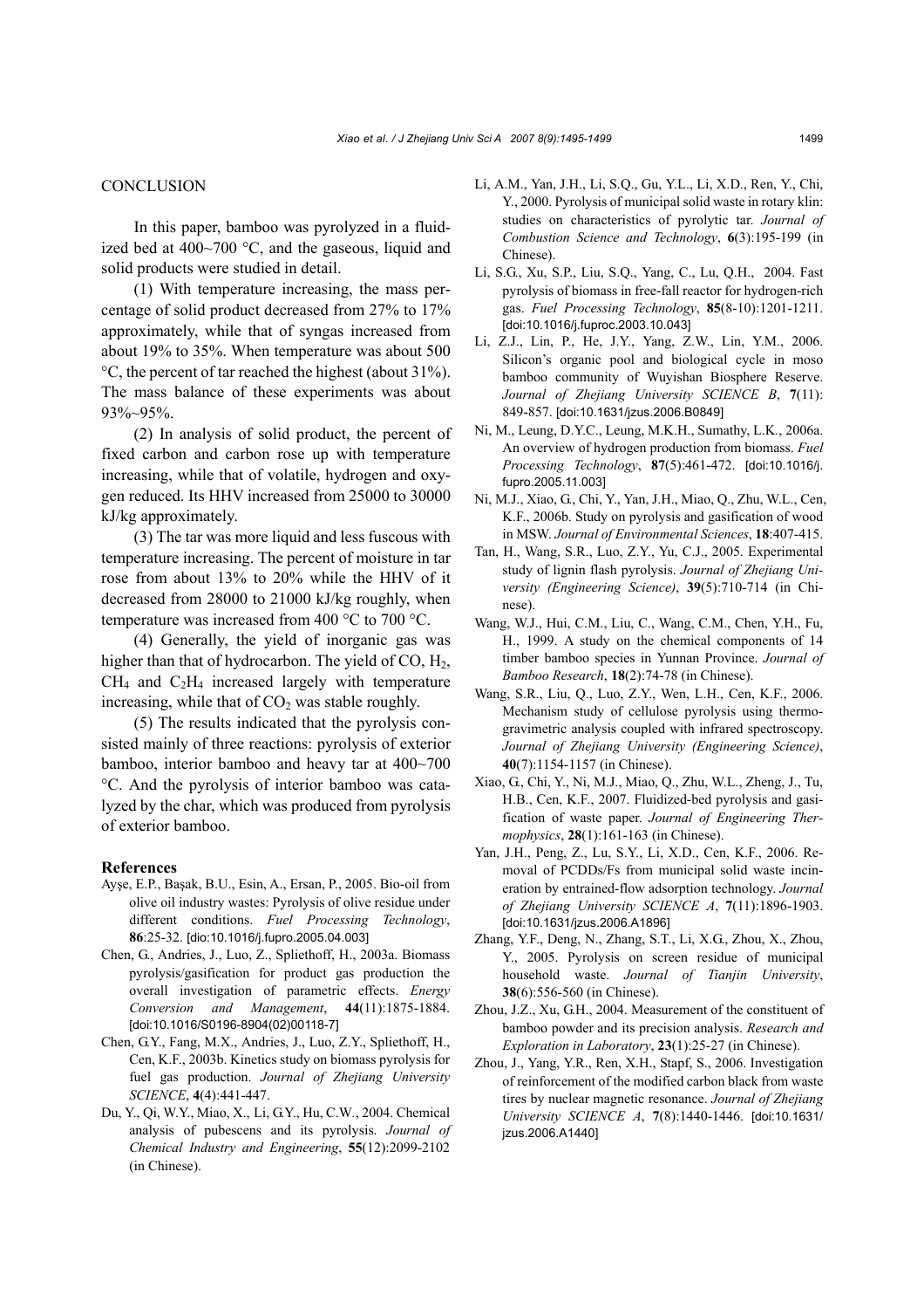## CONCLUSION

In this paper, bamboo was pyrolyzed in a fluidized bed at 400~700 °C, and the gaseous, liquid and solid products were studied in detail.

(1) With temperature increasing, the mass percentage of solid product decreased from 27% to 17% approximately, while that of syngas increased from about 19% to 35%. When temperature was about 500 °C, the percent of tar reached the highest (about 31%). The mass balance of these experiments was about 93%~95%.

(2) In analysis of solid product, the percent of fixed carbon and carbon rose up with temperature increasing, while that of volatile, hydrogen and oxygen reduced. Its HHV increased from 25000 to 30000 kJ/kg approximately.

(3) The tar was more liquid and less fuscous with temperature increasing. The percent of moisture in tar rose from about 13% to 20% while the HHV of it decreased from 28000 to 21000 kJ/kg roughly, when temperature was increased from 400 °C to 700 °C.

(4) Generally, the yield of inorganic gas was higher than that of hydrocarbon. The yield of CO, $H_2$, $CH_4$ and $C_2H_4$ increased largely with temperature increasing, while that of $CO_2$ was stable roughly.

(5) The results indicated that the pyrolysis consisted mainly of three reactions: pyrolysis of exterior bamboo, interior bamboo and heavy tar at 400~700 °C. And the pyrolysis of interior bamboo was catalyzed by the char, which was produced from pyrolysis of exterior bamboo.

### References

Ayşe, E.P., Başak, B.U., Esin, A., Ersan, P., 2005. Bio-oil from olive oil industry wastes: Pyrolysis of olive residue under different conditions. *Fuel Processing Technology*, **86**:25-32. [dio:10.1016/j.fupro.2005.04.003]

Chen, G., Andries, J., Luo, Z., Spliethoff, H., 2003a. Biomass pyrolysis/gasification for product gas production the overall investigation of parametric effects. *Energy Conversion and Management*, **44**(11):1875-1884. [doi:10.1016/S0196-8904(02)00118-7]

Chen, G.Y., Fang, M.X., Andries, J., Luo, Z.Y., Spliethoff, H., Cen, K.F., 2003b. Kinetics study on biomass pyrolysis for fuel gas production. *Journal of Zhejiang University SCIENCE*, **4**(4):441-447.

Du, Y., Qi, W.Y., Miao, X., Li, G.Y., Hu, C.W., 2004. Chemical analysis of pubescens and its pyrolysis. *Journal of Chemical Industry and Engineering*, **55**(12):2099-2102 (in Chinese).

Li, A.M., Yan, J.H., Li, S.Q., Gu, Y.L., Li, X.D., Ren, Y., Chi, Y., 2000. Pyrolysis of municipal solid waste in rotary klin: studies on characteristics of pyrolytic tar. *Journal of Combustion Science and Technology*, **6**(3):195-199 (in Chinese).

Li, S.G., Xu, S.P., Liu, S.Q., Yang, C., Lu, Q.H., 2004. Fast pyrolysis of biomass in free-fall reactor for hydrogen-rich gas. *Fuel Processing Technology*, **85**(8-10):1201-1211. [doi:10.1016/j.fuproc.2003.10.043]

Li, Z.J., Lin, P., He, J.Y., Yang, Z.W., Lin, Y.M., 2006. Silicon's organic pool and biological cycle in moso bamboo community of Wuyishan Biosphere Reserve. *Journal of Zhejiang University SCIENCE B*, **7**(11): 849-857. [doi:10.1631/jzus.2006.B0849]

Ni, M., Leung, D.Y.C., Leung, M.K.H., Sumathy, L.K., 2006a. An overview of hydrogen production from biomass. *Fuel Processing Technology*, **87**(5):461-472. [doi:10.1016/j.fupro.2005.11.003]

Ni, M.J., Xiao, G., Chi, Y., Yan, J.H., Miao, Q., Zhu, W.L., Cen, K.F., 2006b. Study on pyrolysis and gasification of wood in MSW. *Journal of Environmental Sciences*, **18**:407-415.

Tan, H., Wang, S.R., Luo, Z.Y., Yu, C.J., 2005. Experimental study of lignin flash pyrolysis. *Journal of Zhejiang University (Engineering Science)*, **39**(5):710-714 (in Chinese).

Wang, W.J., Hui, C.M., Liu, C., Wang, C.M., Chen, Y.H., Fu, H., 1999. A study on the chemical components of 14 timber bamboo species in Yunnan Province. *Journal of Bamboo Research*, **18**(2):74-78 (in Chinese).

Wang, S.R., Liu, Q., Luo, Z.Y., Wen, L.H., Cen, K.F., 2006. Mechanism study of cellulose pyrolysis using thermogravimetric analysis coupled with infrared spectroscopy. *Journal of Zhejiang University (Engineering Science)*, **40**(7):1154-1157 (in Chinese).

Xiao, G., Chi, Y., Ni, M.J., Miao, Q., Zhu, W.L., Zheng, J., Tu, H.B., Cen, K.F., 2007. Fluidized-bed pyrolysis and gasification of waste paper. *Journal of Engineering Thermophysics*, **28**(1):161-163 (in Chinese).

Yan, J.H., Peng, Z., Lu, S.Y., Li, X.D., Cen, K.F., 2006. Removal of PCDDs/Fs from municipal solid waste incineration by entrained-flow adsorption technology. *Journal of Zhejiang University SCIENCE A*, **7**(11):1896-1903. [doi:10.1631/jzus.2006.A1896]

Zhang, Y.F., Deng, N., Zhang, S.T., Li, X.G., Zhou, X., Zhou, Y., 2005. Pyrolysis on screen residue of municipal household waste. *Journal of Tianjin University*, **38**(6):556-560 (in Chinese).

Zhou, J.Z., Xu, G.H., 2004. Measurement of the constituent of bamboo powder and its precision analysis. *Research and Exploration in Laboratory*, **23**(1):25-27 (in Chinese).

Zhou, J., Yang, Y.R., Ren, X.H., Stapf, S., 2006. Investigation of reinforcement of the modified carbon black from waste tires by nuclear magnetic resonance. *Journal of Zhejiang University SCIENCE A*, **7**(8):1440-1446. [doi:10.1631/jzus.2006.A1440]